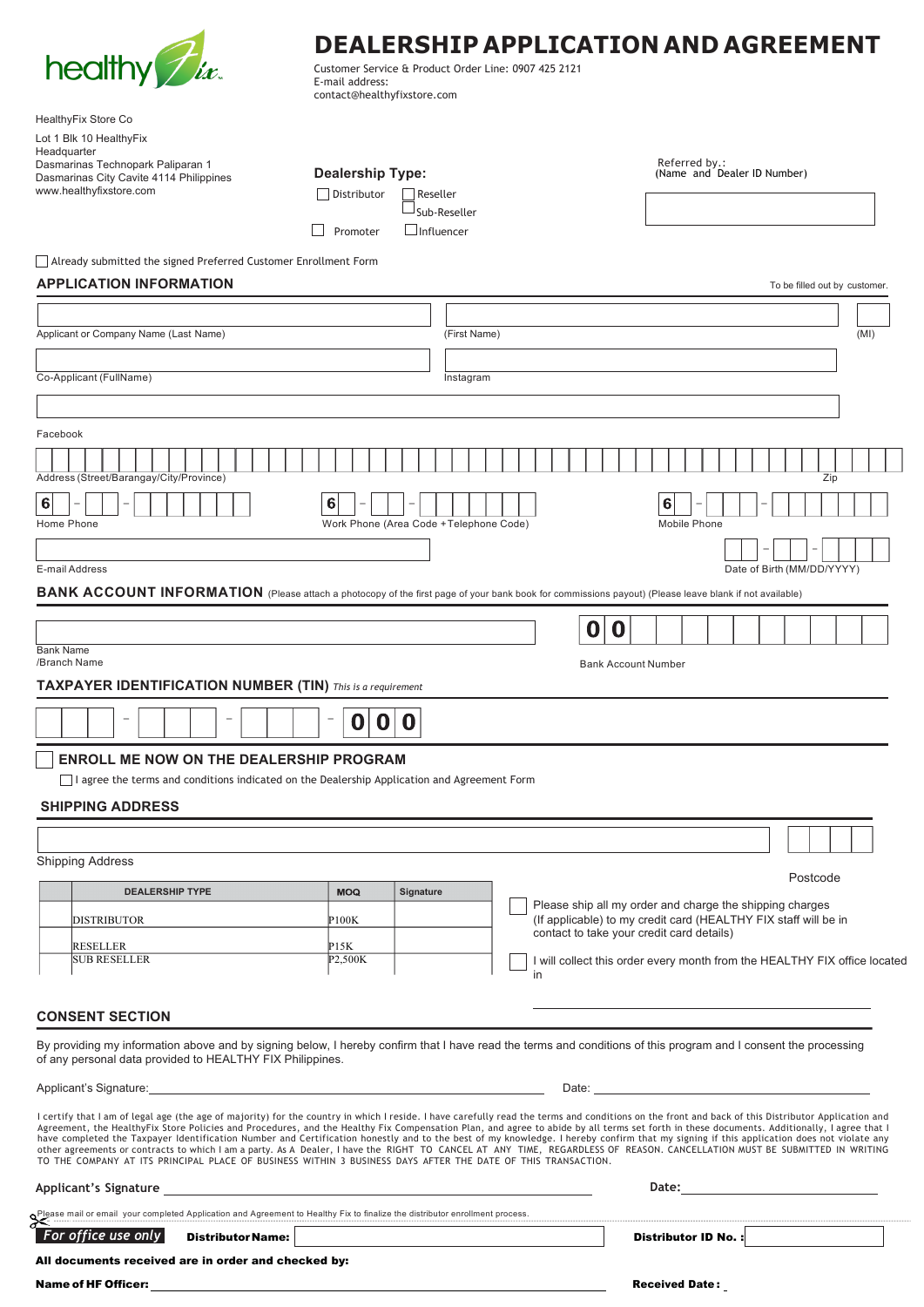healthy Fix

# DEALERSHIP APPLICATION AND AGREEMENT

Customer Service & Product Order Line: 0907 425 2121
E-mail address:
contact@healthyfixstore.com

HealthyFix Store Co

Lot 1 Blk 10 HealthyFix
Headquarter
Dasmarinas Technopark Paliparan 1
Dasmarinas City Cavite 4114 Philippines
www.healthyfixstore.com

**Dealership Type:**

- ☐ Distributor
- ☐ Reseller
- ☐ Sub-Reseller
- ☐ Promoter
- ☐ Influencer

Referred by.:
(Name and Dealer ID Number)

☐ Already submitted the signed Preferred Customer Enrollment Form

## APPLICATION INFORMATION

To be filled out by customer.

Applicant or Company Name (Last Name) (First Name) (MI)

Co-Applicant (FullName) Instagram

Facebook

Address (Street/Barangay/City/Province) Zip

Home Phone 6 – –

Work Phone (Area Code + Telephone Code) 6 – –

Mobile Phone 6 – –

E-mail Address

Date of Birth (MM/DD/YYYY)

## BANK ACCOUNT INFORMATION

(Please attach a photocopy of the first page of your bank book for commissions payout) (Please leave blank if not available)

Bank Name
/Branch Name

Bank Account Number 0 0

## TAXPAYER IDENTIFICATION NUMBER (TIN)

*This is a requirement*

– – – 0 0 0

## ☐ ENROLL ME NOW ON THE DEALERSHIP PROGRAM

☐ I agree the terms and conditions indicated on the Dealership Application and Agreement Form

## SHIPPING ADDRESS

Shipping Address

Postcode

| | DEALERSHIP TYPE | MOQ | Signature |
|---|---|---|---|
| | DISTRIBUTOR | P100K | |
| | RESELLER | P15K | |
| | SUB RESELLER | P2,500K | |

☐ Please ship all my order and charge the shipping charges (If applicable) to my credit card (HEALTHY FIX staff will be in contact to take your credit card details)

☐ I will collect this order every month from the HEALTHY FIX office located in

## CONSENT SECTION

By providing my information above and by signing below, I hereby confirm that I have read the terms and conditions of this program and I consent the processing of any personal data provided to HEALTHY FIX Philippines.

Applicant's Signature: ______________________ Date: ______________________

I certify that I am of legal age (the age of majority) for the country in which I reside. I have carefully read the terms and conditions on the front and back of this Distributor Application and Agreement, the HealthyFix Store Policies and Procedures, and the Healthy Fix Compensation Plan, and agree to abide by all terms set forth in these documents. Additionally, I agree that I have completed the Taxpayer Identification Number and Certification honestly and to the best of my knowledge. I hereby confirm that my signing if this application does not violate any other agreements or contracts to which I am a party. As A Dealer, I have the RIGHT TO CANCEL AT ANY TIME, REGARDLESS OF REASON. CANCELLATION MUST BE SUBMITTED IN WRITING TO THE COMPANY AT ITS PRINCIPAL PLACE OF BUSINESS WITHIN 3 BUSINESS DAYS AFTER THE DATE OF THIS TRANSACTION.

**Applicant's Signature** ______________________ **Date:** ______________________

Please mail or email your completed Application and Agreement to Healthy Fix to finalize the distributor enrollment process.

***For office use only*** **Distributor Name:** ______________________ **Distributor ID No. :** ______________________

**All documents received are in order and checked by:**

**Name of HF Officer:** ______________________ **Received Date :** ______________________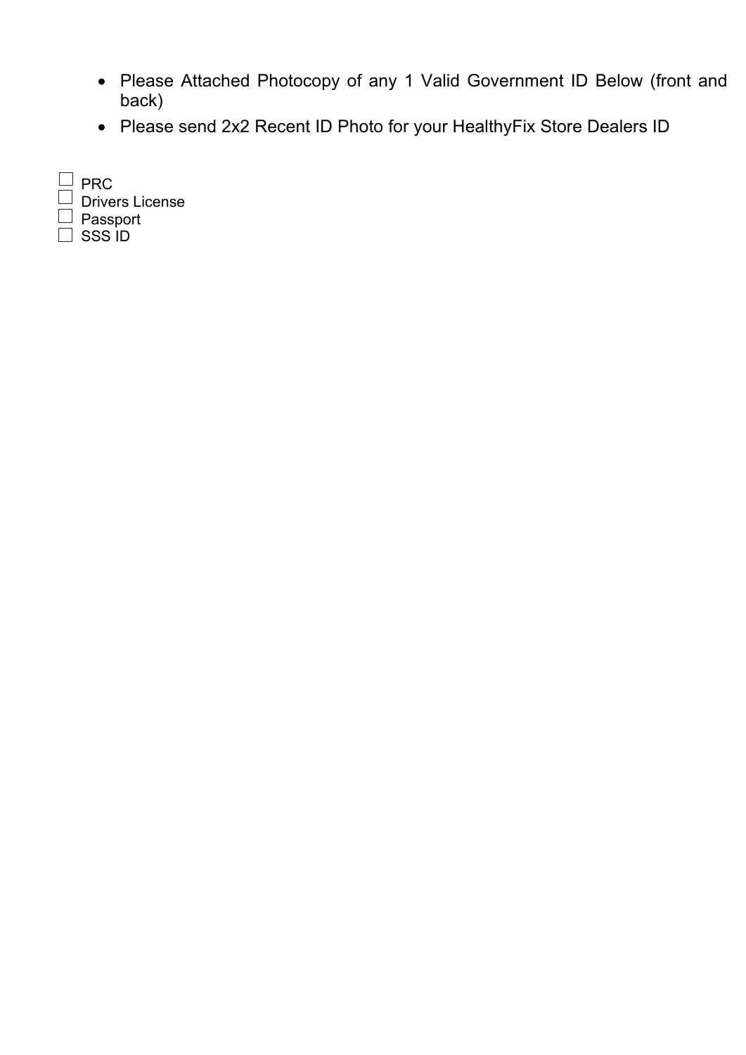- Please Attached Photocopy of any 1 Valid Government ID Below (front and back)
- Please send 2x2 Recent ID Photo for your HealthyFix Store Dealers ID

☐ PRC
☐ Drivers License
☐ Passport
☐ SSS ID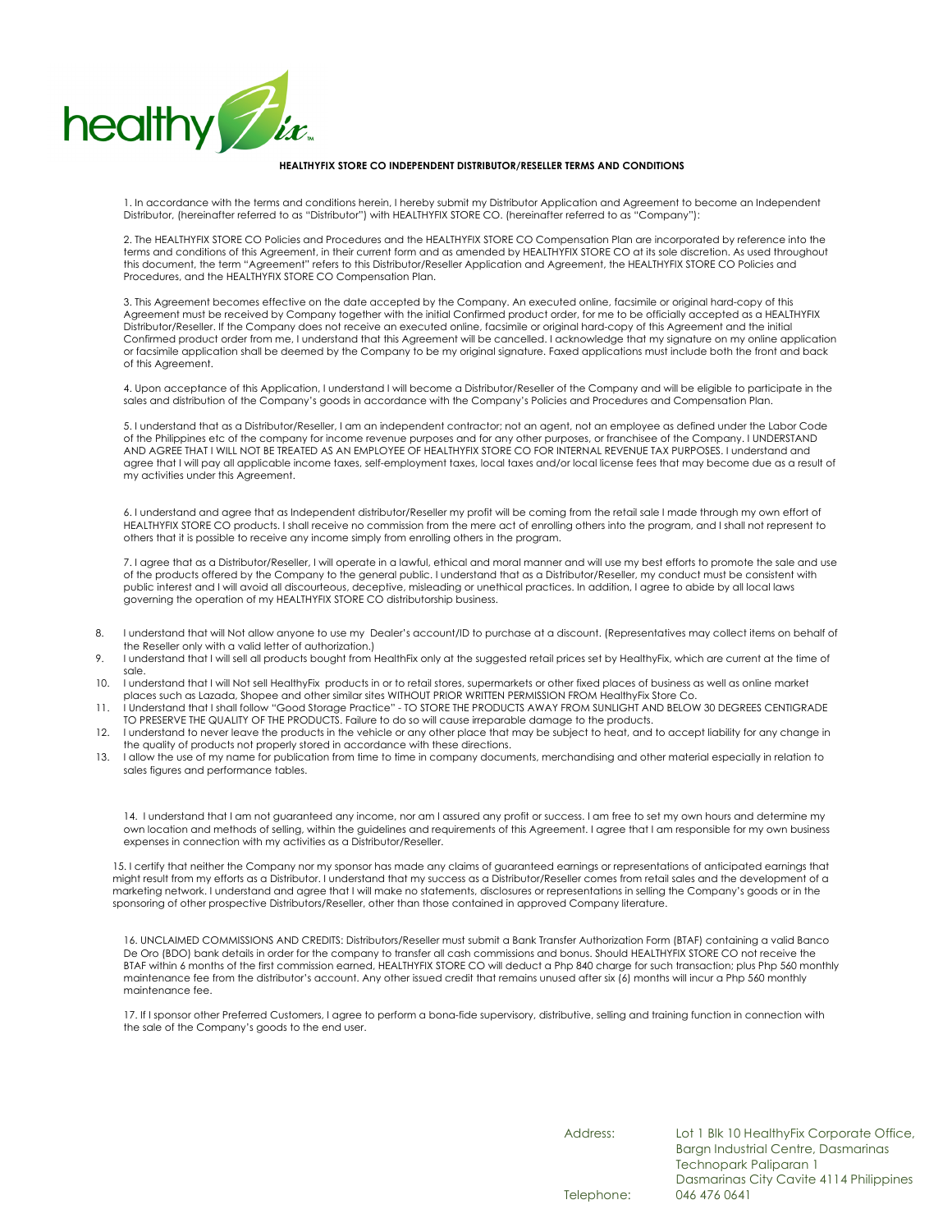healthy Fix™

**HEALTHYFIX STORE CO INDEPENDENT DISTRIBUTOR/RESELLER TERMS AND CONDITIONS**

1. In accordance with the terms and conditions herein, I hereby submit my Distributor Application and Agreement to become an Independent Distributor, (hereinafter referred to as "Distributor") with HEALTHYFIX STORE CO. (hereinafter referred to as "Company"):

2. The HEALTHYFIX STORE CO Policies and Procedures and the HEALTHYFIX STORE CO Compensation Plan are incorporated by reference into the terms and conditions of this Agreement, in their current form and as amended by HEALTHYFIX STORE CO at its sole discretion. As used throughout this document, the term "Agreement" refers to this Distributor/Reseller Application and Agreement, the HEALTHYFIX STORE CO Policies and Procedures, and the HEALTHYFIX STORE CO Compensation Plan.

3. This Agreement becomes effective on the date accepted by the Company. An executed online, facsimile or original hard-copy of this Agreement must be received by Company together with the initial Confirmed product order, for me to be officially accepted as a HEALTHYFIX Distributor/Reseller. If the Company does not receive an executed online, facsimile or original hard-copy of this Agreement and the initial Confirmed product order from me, I understand that this Agreement will be cancelled. I acknowledge that my signature on my online application or facsimile application shall be deemed by the Company to be my original signature. Faxed applications must include both the front and back of this Agreement.

4. Upon acceptance of this Application, I understand I will become a Distributor/Reseller of the Company and will be eligible to participate in the sales and distribution of the Company's goods in accordance with the Company's Policies and Procedures and Compensation Plan.

5. I understand that as a Distributor/Reseller, I am an independent contractor; not an agent, not an employee as defined under the Labor Code of the Philippines etc of the company for income revenue purposes and for any other purposes, or franchisee of the Company. I UNDERSTAND AND AGREE THAT I WILL NOT BE TREATED AS AN EMPLOYEE OF HEALTHYFIX STORE CO FOR INTERNAL REVENUE TAX PURPOSES. I understand and agree that I will pay all applicable income taxes, self-employment taxes, local taxes and/or local license fees that may become due as a result of my activities under this Agreement.

6. I understand and agree that as Independent distributor/Reseller my profit will be coming from the retail sale I made through my own effort of HEALTHYFIX STORE CO products. I shall receive no commission from the mere act of enrolling others into the program, and I shall not represent to others that it is possible to receive any income simply from enrolling others in the program.

7. I agree that as a Distributor/Reseller, I will operate in a lawful, ethical and moral manner and will use my best efforts to promote the sale and use of the products offered by the Company to the general public. I understand that as a Distributor/Reseller, my conduct must be consistent with public interest and I will avoid all discourteous, deceptive, misleading or unethical practices. In addition, I agree to abide by all local laws governing the operation of my HEALTHYFIX STORE CO distributorship business.

8. I understand that will Not allow anyone to use my Dealer's account/ID to purchase at a discount. (Representatives may collect items on behalf of the Reseller only with a valid letter of authorization.)
9. I understand that I will sell all products bought from HealthFix only at the suggested retail prices set by HealthyFix, which are current at the time of sale.
10. I understand that I will Not sell HealthyFix products in or to retail stores, supermarkets or other fixed places of business as well as online market places such as Lazada, Shopee and other similar sites WITHOUT PRIOR WRITTEN PERMISSION FROM HealthyFix Store Co.
11. I Understand that I shall follow "Good Storage Practice" - TO STORE THE PRODUCTS AWAY FROM SUNLIGHT AND BELOW 30 DEGREES CENTIGRADE TO PRESERVE THE QUALITY OF THE PRODUCTS. Failure to do so will cause irreparable damage to the products.
12. I understand to never leave the products in the vehicle or any other place that may be subject to heat, and to accept liability for any change in the quality of products not properly stored in accordance with these directions.
13. I allow the use of my name for publication from time to time in company documents, merchandising and other material especially in relation to sales figures and performance tables.

14. I understand that I am not guaranteed any income, nor am I assured any profit or success. I am free to set my own hours and determine my own location and methods of selling, within the guidelines and requirements of this Agreement. I agree that I am responsible for my own business expenses in connection with my activities as a Distributor/Reseller.

15. I certify that neither the Company nor my sponsor has made any claims of guaranteed earnings or representations of anticipated earnings that might result from my efforts as a Distributor. I understand that my success as a Distributor/Reseller comes from retail sales and the development of a marketing network. I understand and agree that I will make no statements, disclosures or representations in selling the Company's goods or in the sponsoring of other prospective Distributors/Reseller, other than those contained in approved Company literature.

16. UNCLAIMED COMMISSIONS AND CREDITS: Distributors/Reseller must submit a Bank Transfer Authorization Form (BTAF) containing a valid Banco De Oro (BDO) bank details in order for the company to transfer all cash commissions and bonus. Should HEALTHYFIX STORE CO not receive the BTAF within 6 months of the first commission earned, HEALTHYFIX STORE CO will deduct a Php 840 charge for such transaction; plus Php 560 monthly maintenance fee from the distributor's account. Any other issued credit that remains unused after six (6) months will incur a Php 560 monthly maintenance fee.

17. If I sponsor other Preferred Customers, I agree to perform a bona-fide supervisory, distributive, selling and training function in connection with the sale of the Company's goods to the end user.

Address: Lot 1 Blk 10 HealthyFix Corporate Office, Bargn Industrial Centre, Dasmarinas Technopark Paliparan 1 Dasmarinas City Cavite 4114 Philippines

Telephone: 046 476 0641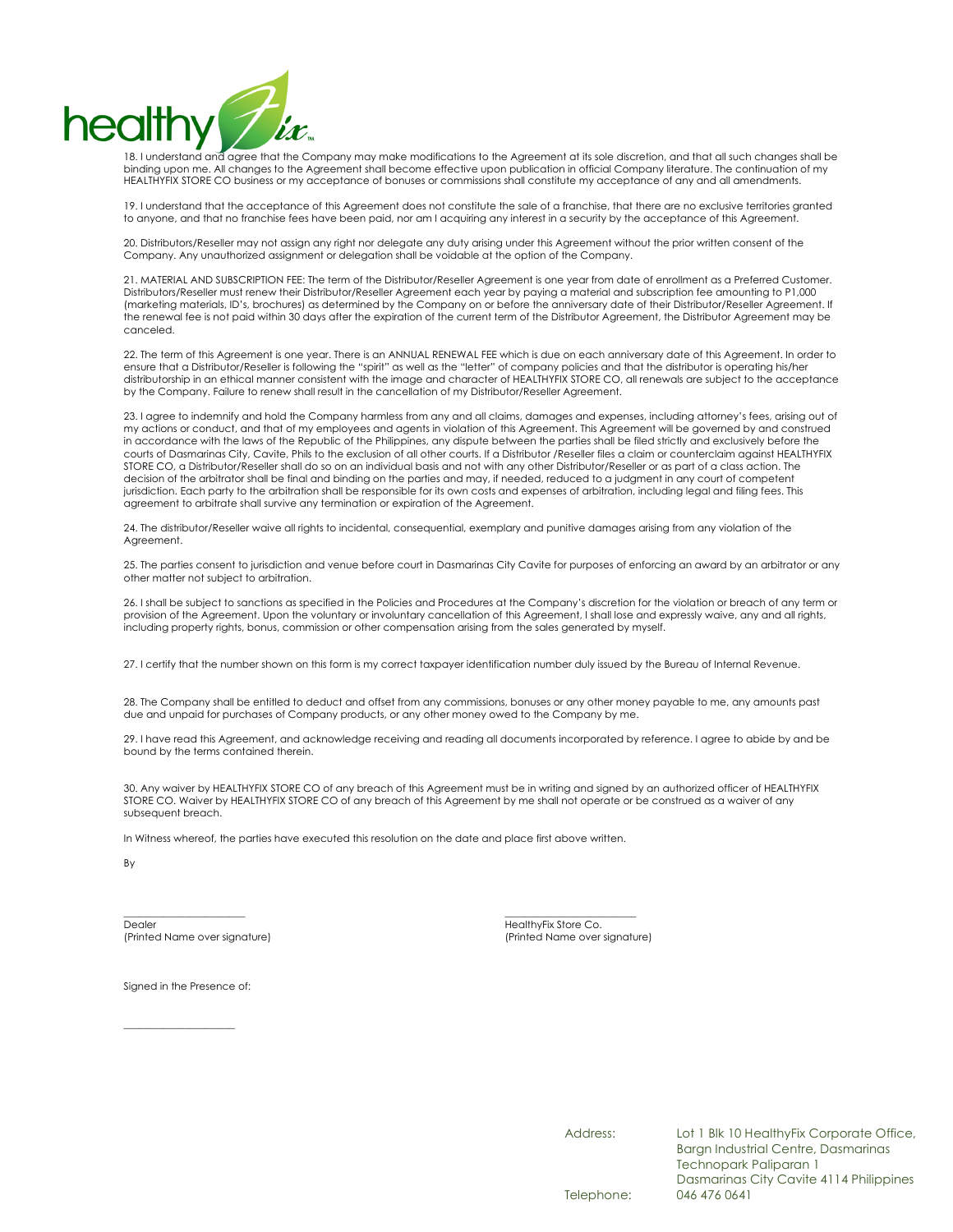18. I understand and agree that the Company may make modifications to the Agreement at its sole discretion, and that all such changes shall be binding upon me. All changes to the Agreement shall become effective upon publication in official Company literature. The continuation of my HEALTHYFIX STORE CO business or my acceptance of bonuses or commissions shall constitute my acceptance of any and all amendments.

19. I understand that the acceptance of this Agreement does not constitute the sale of a franchise, that there are no exclusive territories granted to anyone, and that no franchise fees have been paid, nor am I acquiring any interest in a security by the acceptance of this Agreement.

20. Distributors/Reseller may not assign any right nor delegate any duty arising under this Agreement without the prior written consent of the Company. Any unauthorized assignment or delegation shall be voidable at the option of the Company.

21. MATERIAL AND SUBSCRIPTION FEE: The term of the Distributor/Reseller Agreement is one year from date of enrollment as a Preferred Customer. Distributors/Reseller must renew their Distributor/Reseller Agreement each year by paying a material and subscription fee amounting to P1,000 (marketing materials, ID's, brochures) as determined by the Company on or before the anniversary date of their Distributor/Reseller Agreement. If the renewal fee is not paid within 30 days after the expiration of the current term of the Distributor Agreement, the Distributor Agreement may be canceled.

22. The term of this Agreement is one year. There is an ANNUAL RENEWAL FEE which is due on each anniversary date of this Agreement. In order to ensure that a Distributor/Reseller is following the "spirit" as well as the "letter" of company policies and that the distributor is operating his/her distributorship in an ethical manner consistent with the image and character of HEALTHYFIX STORE CO, all renewals are subject to the acceptance by the Company. Failure to renew shall result in the cancellation of my Distributor/Reseller Agreement.

23. I agree to indemnify and hold the Company harmless from any and all claims, damages and expenses, including attorney's fees, arising out of my actions or conduct, and that of my employees and agents in violation of this Agreement. This Agreement will be governed by and construed in accordance with the laws of the Republic of the Philippines, any dispute between the parties shall be filed strictly and exclusively before the courts of Dasmarinas City, Cavite, Phils to the exclusion of all other courts. If a Distributor /Reseller files a claim or counterclaim against HEALTHYFIX STORE CO, a Distributor/Reseller shall do so on an individual basis and not with any other Distributor/Reseller or as part of a class action. The decision of the arbitrator shall be final and binding on the parties and may, if needed, reduced to a judgment in any court of competent jurisdiction. Each party to the arbitration shall be responsible for its own costs and expenses of arbitration, including legal and filing fees. This agreement to arbitrate shall survive any termination or expiration of the Agreement.

24. The distributor/Reseller waive all rights to incidental, consequential, exemplary and punitive damages arising from any violation of the Agreement.

25. The parties consent to jurisdiction and venue before court in Dasmarinas City Cavite for purposes of enforcing an award by an arbitrator or any other matter not subject to arbitration.

26. I shall be subject to sanctions as specified in the Policies and Procedures at the Company's discretion for the violation or breach of any term or provision of the Agreement. Upon the voluntary or involuntary cancellation of this Agreement, I shall lose and expressly waive, any and all rights, including property rights, bonus, commission or other compensation arising from the sales generated by myself.

27. I certify that the number shown on this form is my correct taxpayer identification number duly issued by the Bureau of Internal Revenue.

28. The Company shall be entitled to deduct and offset from any commissions, bonuses or any other money payable to me, any amounts past due and unpaid for purchases of Company products, or any other money owed to the Company by me.

29. I have read this Agreement, and acknowledge receiving and reading all documents incorporated by reference. I agree to abide by and be bound by the terms contained therein.

30. Any waiver by HEALTHYFIX STORE CO of any breach of this Agreement must be in writing and signed by an authorized officer of HEALTHYFIX STORE CO. Waiver by HEALTHYFIX STORE CO of any breach of this Agreement by me shall not operate or be construed as a waiver of any subsequent breach.

In Witness whereof, the parties have executed this resolution on the date and place first above written.

By

| | |
|---|---|
| _____________________ | _____________________ |
| Dealer<br>(Printed Name over signature) | HealthyFix Store Co.<br>(Printed Name over signature) |

Signed in the Presence of:

_____________________

Address: Lot 1 Blk 10 HealthyFix Corporate Office, Bargn Industrial Centre, Dasmarinas Technopark Paliparan 1 Dasmarinas City Cavite 4114 Philippines

Telephone: 046 476 0641